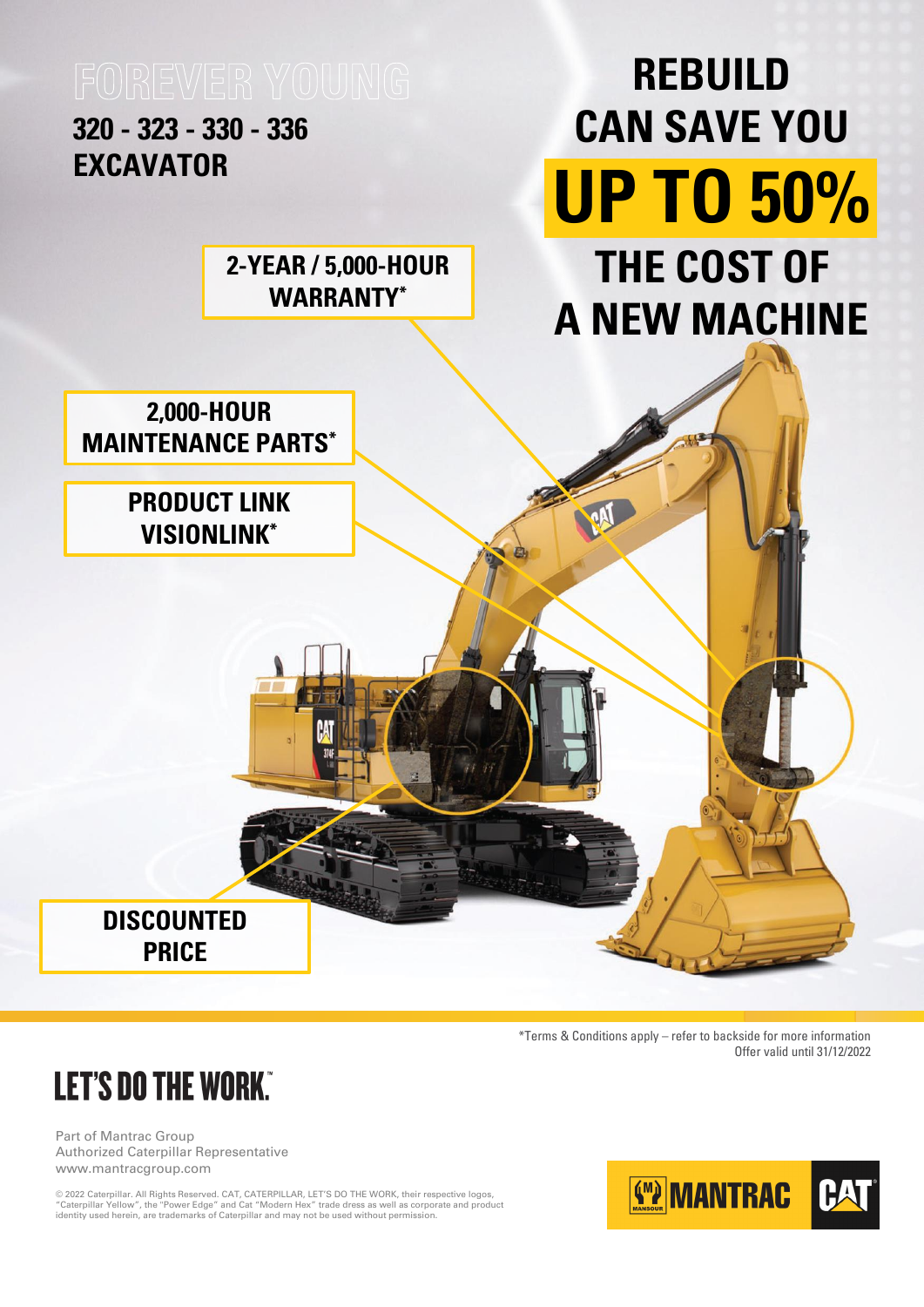# FOREVER YOUNG

## 320 - 323 - 330 - 336 EXCAVATOR

# REBUILD CAN SAVE YOU UP TO 50% THE COST OF A NEW MACHINE

**2-YEAR / 5,000-HOUR WARRANTY***

**2,000-HOUR MAINTENANCE PARTS***

**PRODUCT LINK VISIONLINK***

**DISCOUNTED PRICE**

*Terms & Conditions apply – refer to backside for more information
Offer valid until 31/12/2022

**LET'S DO THE WORK.™**

Part of Mantrac Group
Authorized Caterpillar Representative
www.mantracgroup.com

© 2022 Caterpillar. All Rights Reserved. CAT, CATERPILLAR, LET'S DO THE WORK, their respective logos, "Caterpillar Yellow", the "Power Edge" and Cat "Modern Hex" trade dress as well as corporate and product identity used herein, are trademarks of Caterpillar and may not be used without permission.

MANTRAC CAT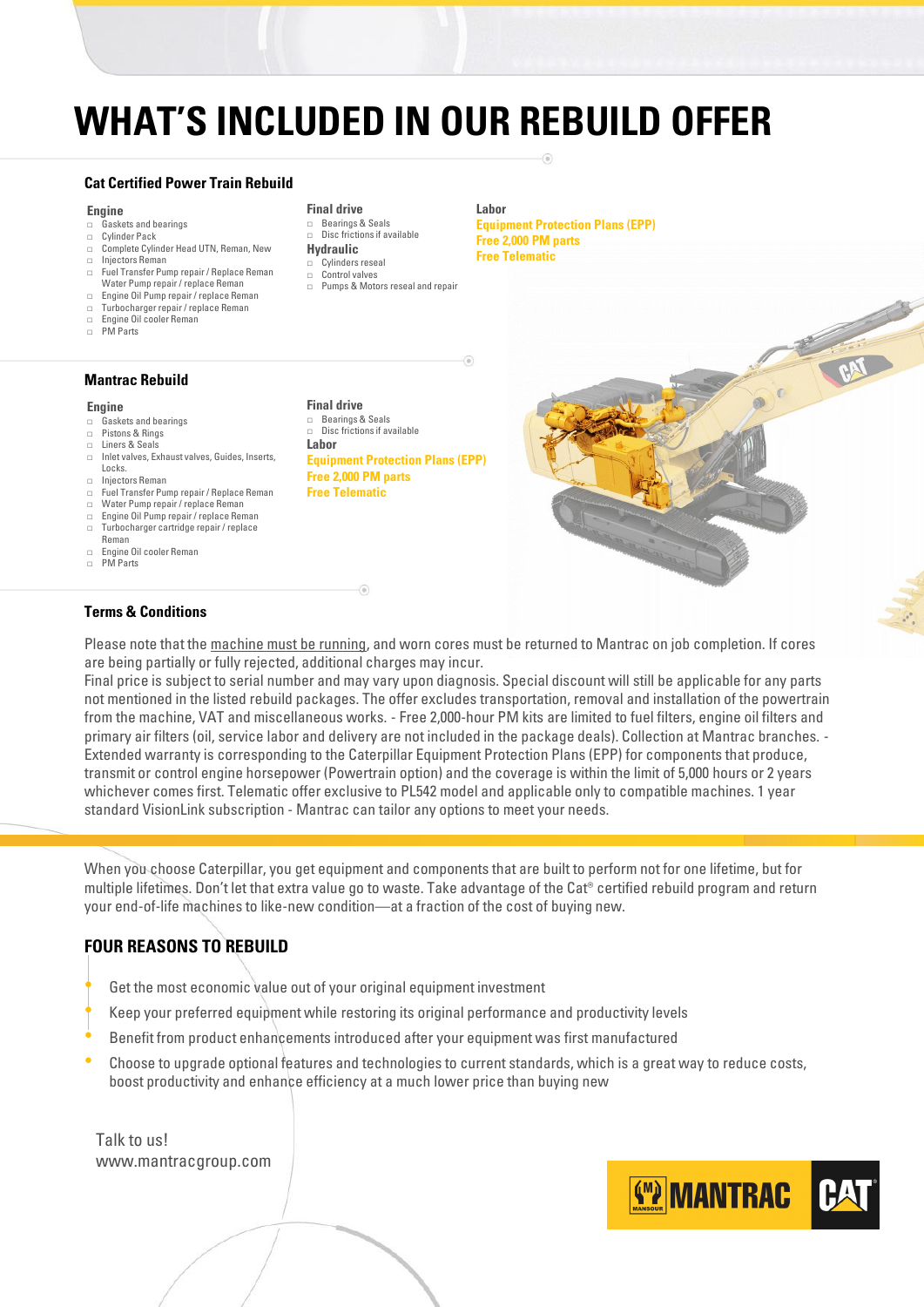# WHAT'S INCLUDED IN OUR REBUILD OFFER

## Cat Certified Power Train Rebuild

### Engine

- Gaskets and bearings
- Cylinder Pack
- Complete Cylinder Head UTN, Reman, New
- Injectors Reman
- Fuel Transfer Pump repair / Replace Reman Water Pump repair / replace Reman
- Engine Oil Pump repair / replace Reman
- Turbocharger repair / replace Reman
- Engine Oil cooler Reman
- PM Parts

### Final drive

- Bearings & Seals
- Disc frictions if available

### Hydraulic

- Cylinders reseal
- Control valves
- Pumps & Motors reseal and repair

### Labor

**Equipment Protection Plans (EPP)**
**Free 2,000 PM parts**
**Free Telematic**

## Mantrac Rebuild

### Engine

- Gaskets and bearings
- Pistons & Rings
- Liners & Seals
- Inlet valves, Exhaust valves, Guides, Inserts, Locks.
- Injectors Reman
- Fuel Transfer Pump repair / Replace Reman
- Water Pump repair / replace Reman
- Engine Oil Pump repair / replace Reman
- Turbocharger cartridge repair / replace Reman
- Engine Oil cooler Reman
- PM Parts

### Final drive

- Bearings & Seals
- Disc frictions if available

### Labor

**Equipment Protection Plans (EPP)**
**Free 2,000 PM parts**
**Free Telematic**

## Terms & Conditions

Please note that the machine must be running, and worn cores must be returned to Mantrac on job completion. If cores are being partially or fully rejected, additional charges may incur.
Final price is subject to serial number and may vary upon diagnosis. Special discount will still be applicable for any parts not mentioned in the listed rebuild packages. The offer excludes transportation, removal and installation of the powertrain from the machine, VAT and miscellaneous works. - Free 2,000-hour PM kits are limited to fuel filters, engine oil filters and primary air filters (oil, service labor and delivery are not included in the package deals). Collection at Mantrac branches. - Extended warranty is corresponding to the Caterpillar Equipment Protection Plans (EPP) for components that produce, transmit or control engine horsepower (Powertrain option) and the coverage is within the limit of 5,000 hours or 2 years whichever comes first. Telematic offer exclusive to PL542 model and applicable only to compatible machines. 1 year standard VisionLink subscription - Mantrac can tailor any options to meet your needs.

When you choose Caterpillar, you get equipment and components that are built to perform not for one lifetime, but for multiple lifetimes. Don't let that extra value go to waste. Take advantage of the Cat® certified rebuild program and return your end-of-life machines to like-new condition—at a fraction of the cost of buying new.

## FOUR REASONS TO REBUILD

- Get the most economic value out of your original equipment investment
- Keep your preferred equipment while restoring its original performance and productivity levels
- Benefit from product enhancements introduced after your equipment was first manufactured
- Choose to upgrade optional features and technologies to current standards, which is a great way to reduce costs, boost productivity and enhance efficiency at a much lower price than buying new

Talk to us!
www.mantracgroup.com

MANTRAC CAT